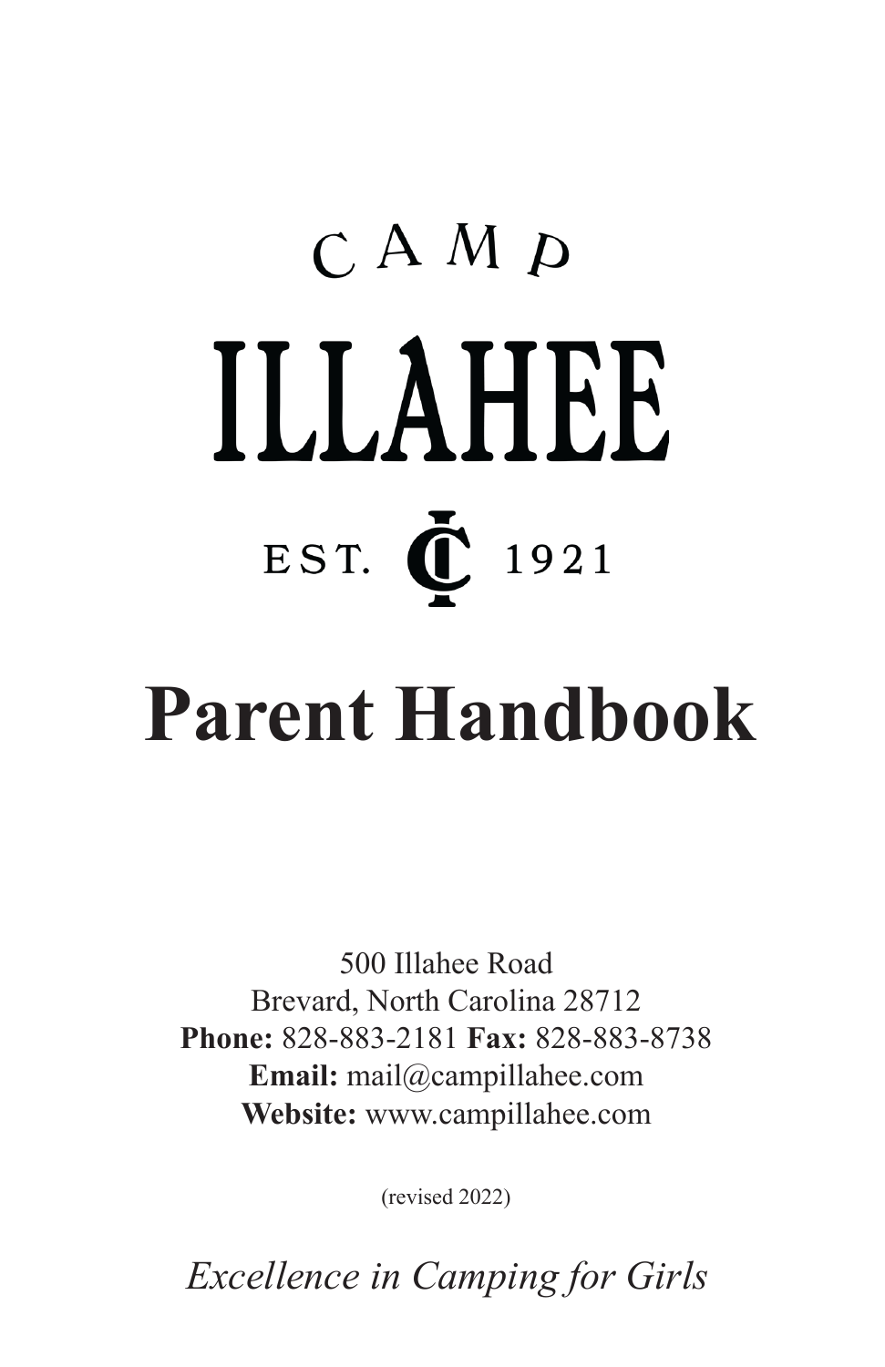CAMP

# ILLAHEE

EST. 1921

# Parent Handbook

500 Illahee Road
Brevard, North Carolina 28712
**Phone:** 828-883-2181 **Fax:** 828-883-8738
**Email:** mail@campillahee.com
**Website:** www.campillahee.com

(revised 2022)

*Excellence in Camping for Girls*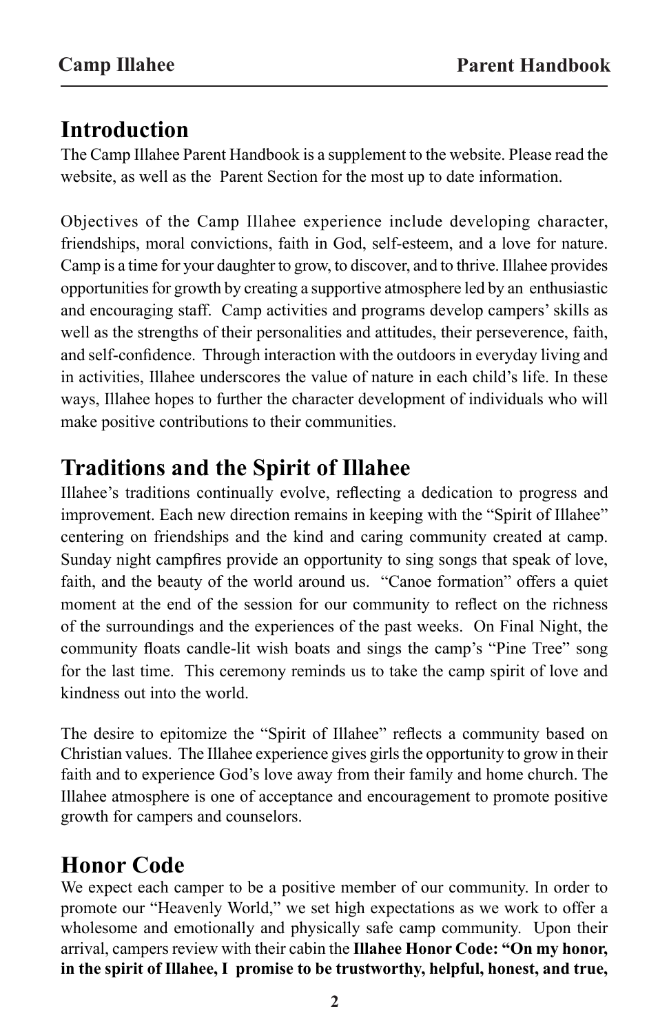## Introduction

The Camp Illahee Parent Handbook is a supplement to the website. Please read the website, as well as the Parent Section for the most up to date information.

Objectives of the Camp Illahee experience include developing character, friendships, moral convictions, faith in God, self-esteem, and a love for nature. Camp is a time for your daughter to grow, to discover, and to thrive. Illahee provides opportunities for growth by creating a supportive atmosphere led by an enthusiastic and encouraging staff. Camp activities and programs develop campers' skills as well as the strengths of their personalities and attitudes, their perseverence, faith, and self-confidence. Through interaction with the outdoors in everyday living and in activities, Illahee underscores the value of nature in each child's life. In these ways, Illahee hopes to further the character development of individuals who will make positive contributions to their communities.

## Traditions and the Spirit of Illahee

Illahee's traditions continually evolve, reflecting a dedication to progress and improvement. Each new direction remains in keeping with the "Spirit of Illahee" centering on friendships and the kind and caring community created at camp. Sunday night campfires provide an opportunity to sing songs that speak of love, faith, and the beauty of the world around us. "Canoe formation" offers a quiet moment at the end of the session for our community to reflect on the richness of the surroundings and the experiences of the past weeks. On Final Night, the community floats candle-lit wish boats and sings the camp's "Pine Tree" song for the last time. This ceremony reminds us to take the camp spirit of love and kindness out into the world.

The desire to epitomize the "Spirit of Illahee" reflects a community based on Christian values. The Illahee experience gives girls the opportunity to grow in their faith and to experience God's love away from their family and home church. The Illahee atmosphere is one of acceptance and encouragement to promote positive growth for campers and counselors.

## Honor Code

We expect each camper to be a positive member of our community. In order to promote our "Heavenly World," we set high expectations as we work to offer a wholesome and emotionally and physically safe camp community. Upon their arrival, campers review with their cabin the **Illahee Honor Code: "On my honor, in the spirit of Illahee, I promise to be trustworthy, helpful, honest, and true,**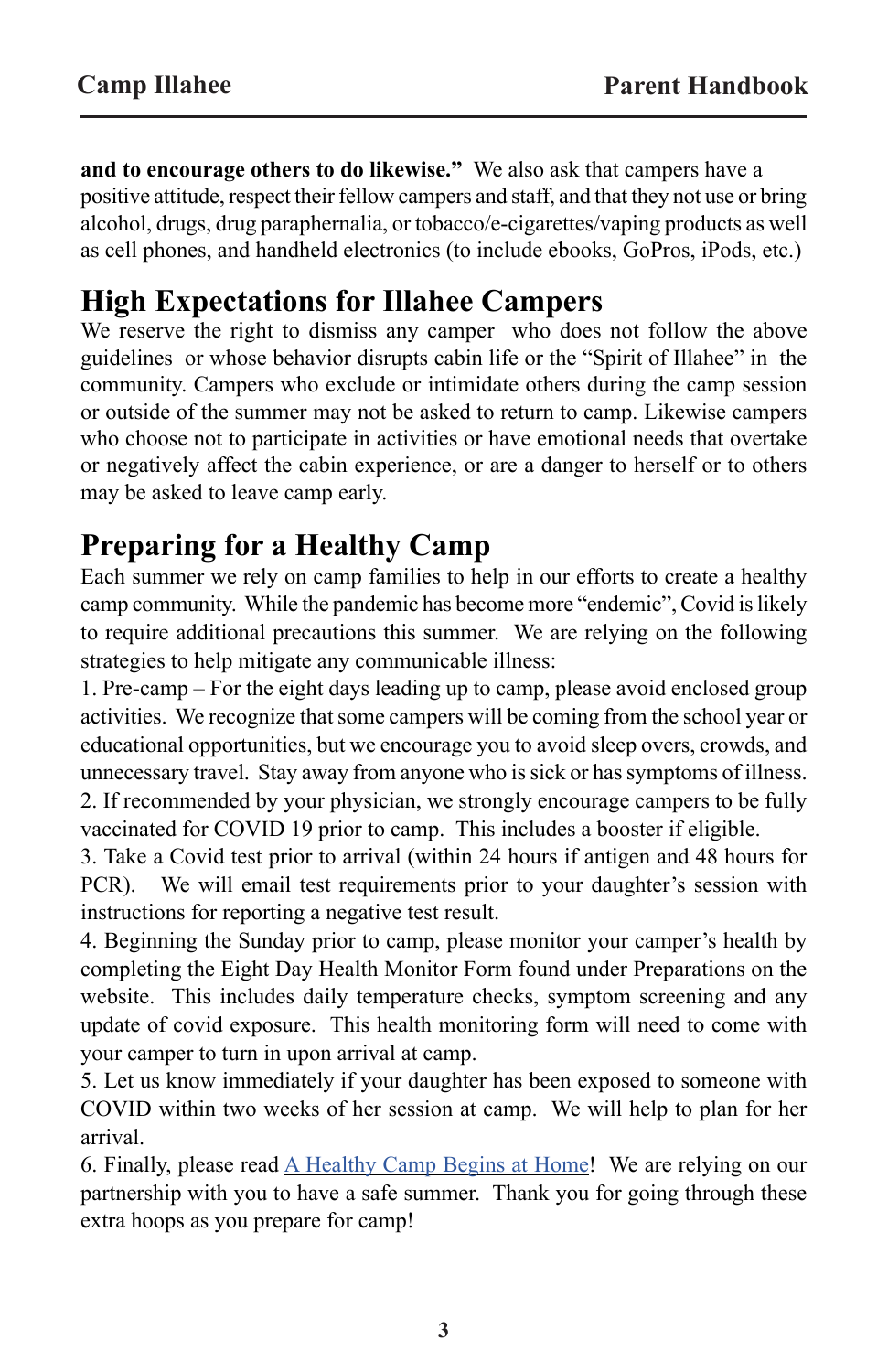**and to encourage others to do likewise."** We also ask that campers have a positive attitude, respect their fellow campers and staff, and that they not use or bring alcohol, drugs, drug paraphernalia, or tobacco/e-cigarettes/vaping products as well as cell phones, and handheld electronics (to include ebooks, GoPros, iPods, etc.)

## High Expectations for Illahee Campers

We reserve the right to dismiss any camper who does not follow the above guidelines or whose behavior disrupts cabin life or the "Spirit of Illahee" in the community. Campers who exclude or intimidate others during the camp session or outside of the summer may not be asked to return to camp. Likewise campers who choose not to participate in activities or have emotional needs that overtake or negatively affect the cabin experience, or are a danger to herself or to others may be asked to leave camp early.

## Preparing for a Healthy Camp

Each summer we rely on camp families to help in our efforts to create a healthy camp community. While the pandemic has become more "endemic", Covid is likely to require additional precautions this summer. We are relying on the following strategies to help mitigate any communicable illness:

1. Pre-camp – For the eight days leading up to camp, please avoid enclosed group activities. We recognize that some campers will be coming from the school year or educational opportunities, but we encourage you to avoid sleep overs, crowds, and unnecessary travel. Stay away from anyone who is sick or has symptoms of illness.
2. If recommended by your physician, we strongly encourage campers to be fully vaccinated for COVID 19 prior to camp. This includes a booster if eligible.
3. Take a Covid test prior to arrival (within 24 hours if antigen and 48 hours for PCR). We will email test requirements prior to your daughter's session with instructions for reporting a negative test result.
4. Beginning the Sunday prior to camp, please monitor your camper's health by completing the Eight Day Health Monitor Form found under Preparations on the website. This includes daily temperature checks, symptom screening and any update of covid exposure. This health monitoring form will need to come with your camper to turn in upon arrival at camp.
5. Let us know immediately if your daughter has been exposed to someone with COVID within two weeks of her session at camp. We will help to plan for her arrival.
6. Finally, please read A Healthy Camp Begins at Home! We are relying on our partnership with you to have a safe summer. Thank you for going through these extra hoops as you prepare for camp!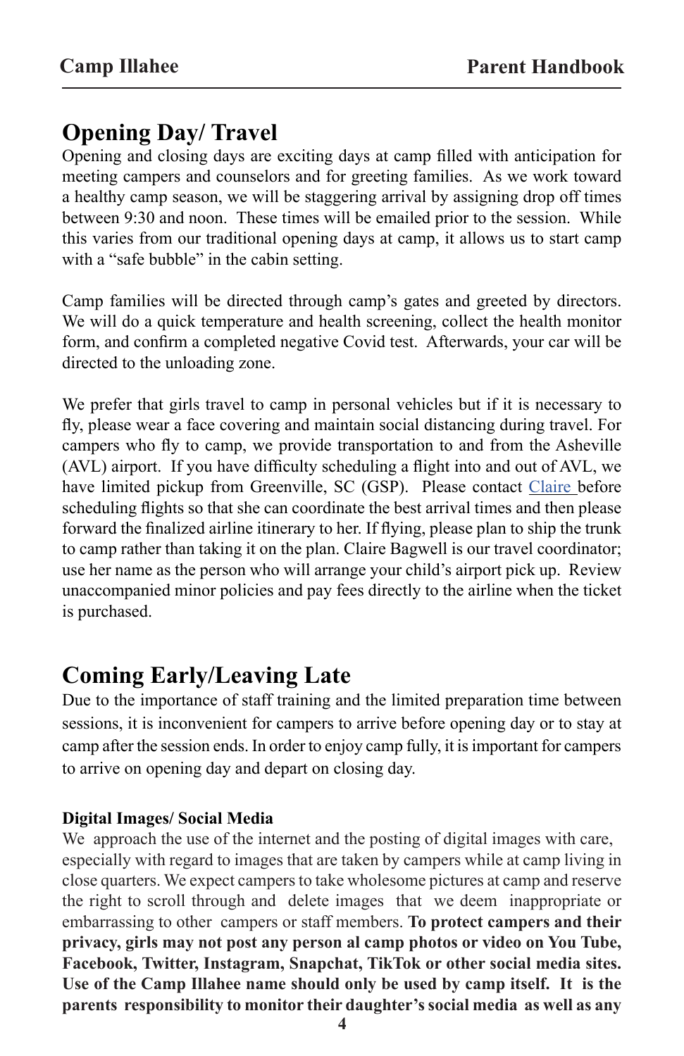# Opening Day/ Travel

Opening and closing days are exciting days at camp filled with anticipation for meeting campers and counselors and for greeting families. As we work toward a healthy camp season, we will be staggering arrival by assigning drop off times between 9:30 and noon. These times will be emailed prior to the session. While this varies from our traditional opening days at camp, it allows us to start camp with a "safe bubble" in the cabin setting.

Camp families will be directed through camp's gates and greeted by directors. We will do a quick temperature and health screening, collect the health monitor form, and confirm a completed negative Covid test. Afterwards, your car will be directed to the unloading zone.

We prefer that girls travel to camp in personal vehicles but if it is necessary to fly, please wear a face covering and maintain social distancing during travel. For campers who fly to camp, we provide transportation to and from the Asheville (AVL) airport. If you have difficulty scheduling a flight into and out of AVL, we have limited pickup from Greenville, SC (GSP). Please contact Claire before scheduling flights so that she can coordinate the best arrival times and then please forward the finalized airline itinerary to her. If flying, please plan to ship the trunk to camp rather than taking it on the plan. Claire Bagwell is our travel coordinator; use her name as the person who will arrange your child's airport pick up. Review unaccompanied minor policies and pay fees directly to the airline when the ticket is purchased.

# Coming Early/Leaving Late

Due to the importance of staff training and the limited preparation time between sessions, it is inconvenient for campers to arrive before opening day or to stay at camp after the session ends. In order to enjoy camp fully, it is important for campers to arrive on opening day and depart on closing day.

**Digital Images/ Social Media**

We approach the use of the internet and the posting of digital images with care, especially with regard to images that are taken by campers while at camp living in close quarters. We expect campers to take wholesome pictures at camp and reserve the right to scroll through and delete images that we deem inappropriate or embarrassing to other campers or staff members. **To protect campers and their privacy, girls may not post any person al camp photos or video on You Tube, Facebook, Twitter, Instagram, Snapchat, TikTok or other social media sites. Use of the Camp Illahee name should only be used by camp itself. It is the parents responsibility to monitor their daughter's social media as well as any**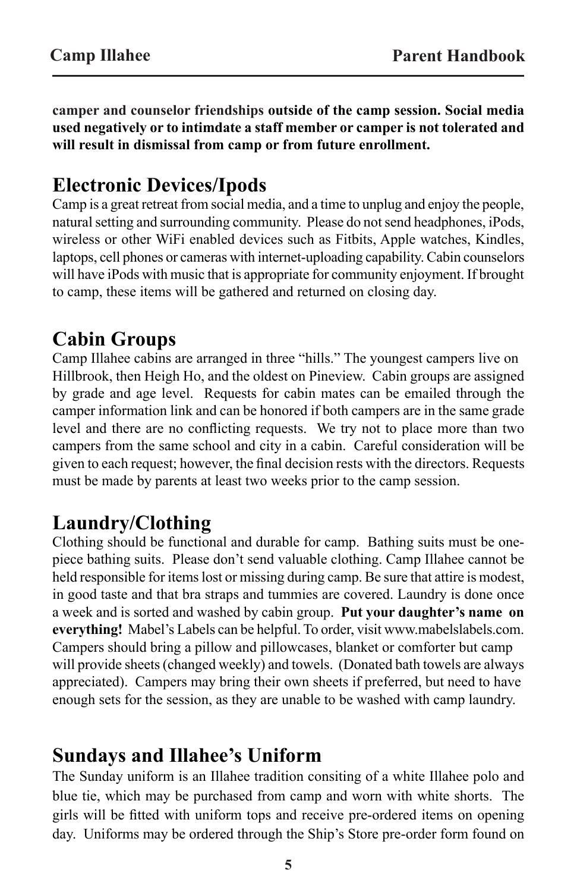**camper and counselor friendships outside of the camp session. Social media used negatively or to intimdate a staff member or camper is not tolerated and will result in dismissal from camp or from future enrollment.**

## Electronic Devices/Ipods

Camp is a great retreat from social media, and a time to unplug and enjoy the people, natural setting and surrounding community. Please do not send headphones, iPods, wireless or other WiFi enabled devices such as Fitbits, Apple watches, Kindles, laptops, cell phones or cameras with internet-uploading capability. Cabin counselors will have iPods with music that is appropriate for community enjoyment. If brought to camp, these items will be gathered and returned on closing day.

## Cabin Groups

Camp Illahee cabins are arranged in three "hills." The youngest campers live on Hillbrook, then Heigh Ho, and the oldest on Pineview. Cabin groups are assigned by grade and age level. Requests for cabin mates can be emailed through the camper information link and can be honored if both campers are in the same grade level and there are no conflicting requests. We try not to place more than two campers from the same school and city in a cabin. Careful consideration will be given to each request; however, the final decision rests with the directors. Requests must be made by parents at least two weeks prior to the camp session.

## Laundry/Clothing

Clothing should be functional and durable for camp. Bathing suits must be one-piece bathing suits. Please don't send valuable clothing. Camp Illahee cannot be held responsible for items lost or missing during camp. Be sure that attire is modest, in good taste and that bra straps and tummies are covered. Laundry is done once a week and is sorted and washed by cabin group. **Put your daughter's name on everything!** Mabel's Labels can be helpful. To order, visit www.mabelslabels.com. Campers should bring a pillow and pillowcases, blanket or comforter but camp will provide sheets (changed weekly) and towels. (Donated bath towels are always appreciated). Campers may bring their own sheets if preferred, but need to have enough sets for the session, as they are unable to be washed with camp laundry.

## Sundays and Illahee's Uniform

The Sunday uniform is an Illahee tradition consiting of a white Illahee polo and blue tie, which may be purchased from camp and worn with white shorts. The girls will be fitted with uniform tops and receive pre-ordered items on opening day. Uniforms may be ordered through the Ship's Store pre-order form found on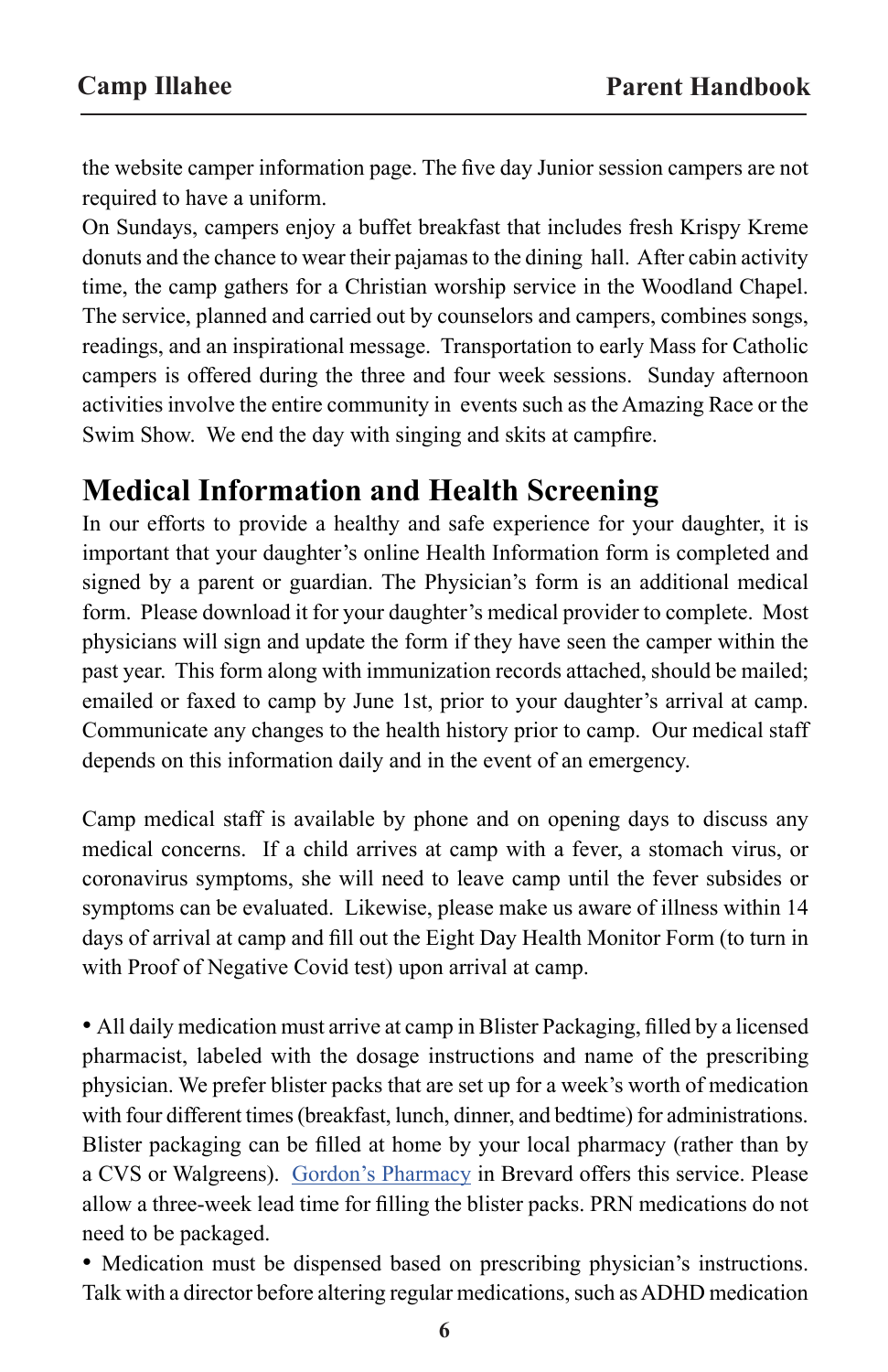the website camper information page. The five day Junior session campers are not required to have a uniform.

On Sundays, campers enjoy a buffet breakfast that includes fresh Krispy Kreme donuts and the chance to wear their pajamas to the dining hall. After cabin activity time, the camp gathers for a Christian worship service in the Woodland Chapel. The service, planned and carried out by counselors and campers, combines songs, readings, and an inspirational message. Transportation to early Mass for Catholic campers is offered during the three and four week sessions. Sunday afternoon activities involve the entire community in events such as the Amazing Race or the Swim Show. We end the day with singing and skits at campfire.

# Medical Information and Health Screening

In our efforts to provide a healthy and safe experience for your daughter, it is important that your daughter's online Health Information form is completed and signed by a parent or guardian. The Physician's form is an additional medical form. Please download it for your daughter's medical provider to complete. Most physicians will sign and update the form if they have seen the camper within the past year. This form along with immunization records attached, should be mailed; emailed or faxed to camp by June 1st, prior to your daughter's arrival at camp. Communicate any changes to the health history prior to camp. Our medical staff depends on this information daily and in the event of an emergency.

Camp medical staff is available by phone and on opening days to discuss any medical concerns. If a child arrives at camp with a fever, a stomach virus, or coronavirus symptoms, she will need to leave camp until the fever subsides or symptoms can be evaluated. Likewise, please make us aware of illness within 14 days of arrival at camp and fill out the Eight Day Health Monitor Form (to turn in with Proof of Negative Covid test) upon arrival at camp.

- All daily medication must arrive at camp in Blister Packaging, filled by a licensed pharmacist, labeled with the dosage instructions and name of the prescribing physician. We prefer blister packs that are set up for a week's worth of medication with four different times (breakfast, lunch, dinner, and bedtime) for administrations. Blister packaging can be filled at home by your local pharmacy (rather than by a CVS or Walgreens). Gordon's Pharmacy in Brevard offers this service. Please allow a three-week lead time for filling the blister packs. PRN medications do not need to be packaged.
- Medication must be dispensed based on prescribing physician's instructions. Talk with a director before altering regular medications, such as ADHD medication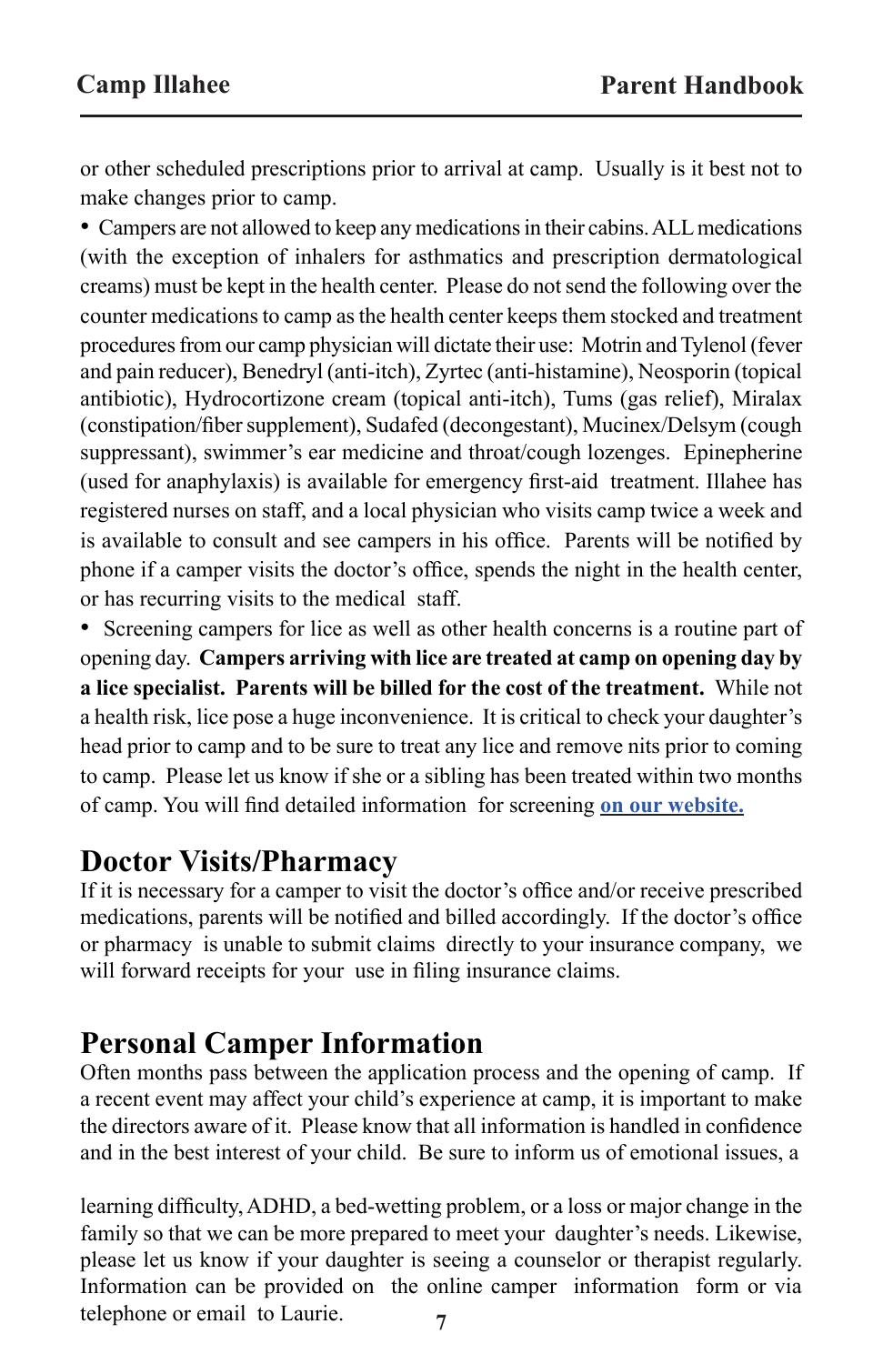or other scheduled prescriptions prior to arrival at camp. Usually is it best not to make changes prior to camp.

- Campers are not allowed to keep any medications in their cabins. ALL medications (with the exception of inhalers for asthmatics and prescription dermatological creams) must be kept in the health center. Please do not send the following over the counter medications to camp as the health center keeps them stocked and treatment procedures from our camp physician will dictate their use: Motrin and Tylenol (fever and pain reducer), Benedryl (anti-itch), Zyrtec (anti-histamine), Neosporin (topical antibiotic), Hydrocortizone cream (topical anti-itch), Tums (gas relief), Miralax (constipation/fiber supplement), Sudafed (decongestant), Mucinex/Delsym (cough suppressant), swimmer's ear medicine and throat/cough lozenges. Epinepherine (used for anaphylaxis) is available for emergency first-aid treatment. Illahee has registered nurses on staff, and a local physician who visits camp twice a week and is available to consult and see campers in his office. Parents will be notified by phone if a camper visits the doctor's office, spends the night in the health center, or has recurring visits to the medical staff.
- Screening campers for lice as well as other health concerns is a routine part of opening day. **Campers arriving with lice are treated at camp on opening day by a lice specialist. Parents will be billed for the cost of the treatment.** While not a health risk, lice pose a huge inconvenience. It is critical to check your daughter's head prior to camp and to be sure to treat any lice and remove nits prior to coming to camp. Please let us know if she or a sibling has been treated within two months of camp. You will find detailed information for screening **on our website.**

## Doctor Visits/Pharmacy

If it is necessary for a camper to visit the doctor's office and/or receive prescribed medications, parents will be notified and billed accordingly. If the doctor's office or pharmacy is unable to submit claims directly to your insurance company, we will forward receipts for your use in filing insurance claims.

## Personal Camper Information

Often months pass between the application process and the opening of camp. If a recent event may affect your child's experience at camp, it is important to make the directors aware of it. Please know that all information is handled in confidence and in the best interest of your child. Be sure to inform us of emotional issues, a learning difficulty, ADHD, a bed-wetting problem, or a loss or major change in the family so that we can be more prepared to meet your daughter's needs. Likewise, please let us know if your daughter is seeing a counselor or therapist regularly. Information can be provided on the online camper information form or via telephone or email to Laurie.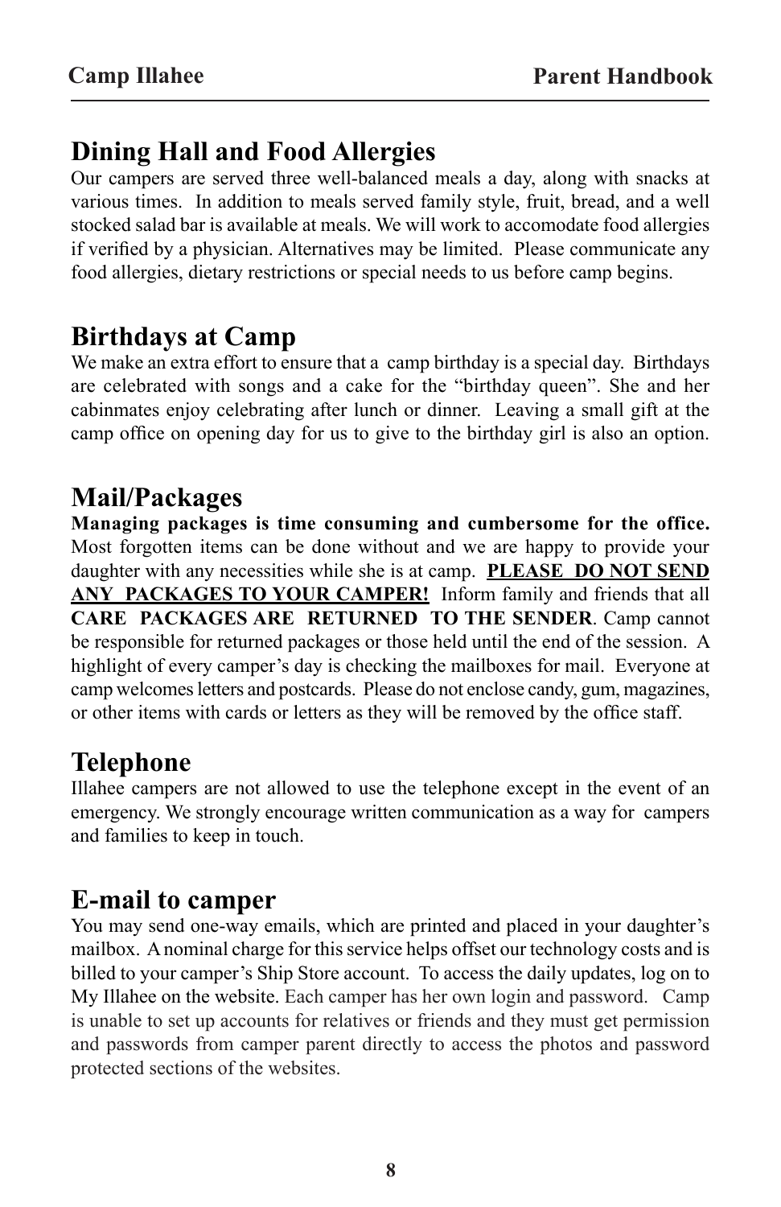## Dining Hall and Food Allergies

Our campers are served three well-balanced meals a day, along with snacks at various times. In addition to meals served family style, fruit, bread, and a well stocked salad bar is available at meals. We will work to accomodate food allergies if verified by a physician. Alternatives may be limited. Please communicate any food allergies, dietary restrictions or special needs to us before camp begins.

## Birthdays at Camp

We make an extra effort to ensure that a camp birthday is a special day. Birthdays are celebrated with songs and a cake for the "birthday queen". She and her cabinmates enjoy celebrating after lunch or dinner. Leaving a small gift at the camp office on opening day for us to give to the birthday girl is also an option.

## Mail/Packages

**Managing packages is time consuming and cumbersome for the office.** Most forgotten items can be done without and we are happy to provide your daughter with any necessities while she is at camp. **PLEASE DO NOT SEND ANY PACKAGES TO YOUR CAMPER!** Inform family and friends that all **CARE PACKAGES ARE RETURNED TO THE SENDER**. Camp cannot be responsible for returned packages or those held until the end of the session. A highlight of every camper's day is checking the mailboxes for mail. Everyone at camp welcomes letters and postcards. Please do not enclose candy, gum, magazines, or other items with cards or letters as they will be removed by the office staff.

## Telephone

Illahee campers are not allowed to use the telephone except in the event of an emergency. We strongly encourage written communication as a way for campers and families to keep in touch.

## E-mail to camper

You may send one-way emails, which are printed and placed in your daughter's mailbox. A nominal charge for this service helps offset our technology costs and is billed to your camper's Ship Store account. To access the daily updates, log on to My Illahee on the website. Each camper has her own login and password. Camp is unable to set up accounts for relatives or friends and they must get permission and passwords from camper parent directly to access the photos and password protected sections of the websites.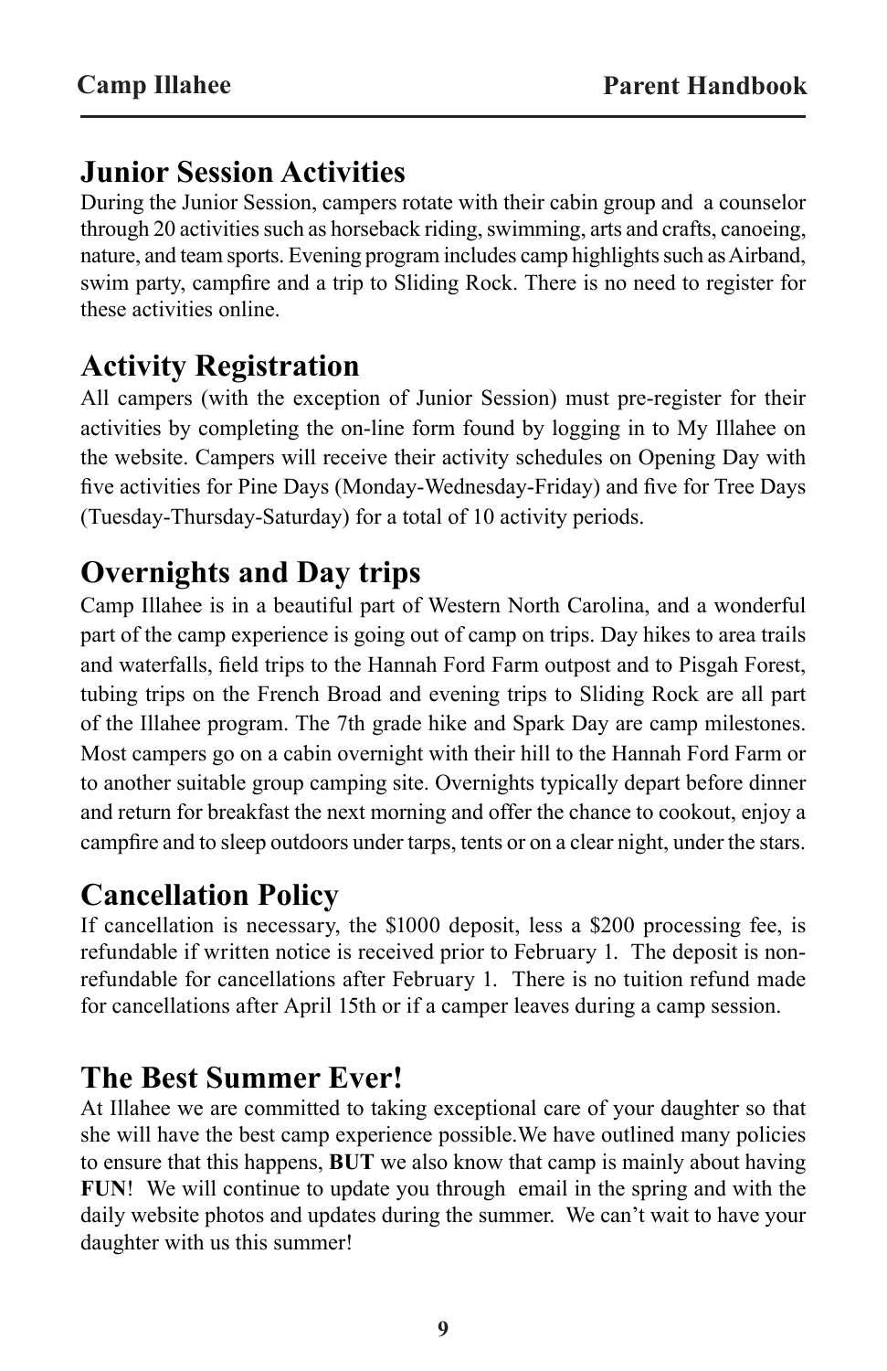## Junior Session Activities

During the Junior Session, campers rotate with their cabin group and a counselor through 20 activities such as horseback riding, swimming, arts and crafts, canoeing, nature, and team sports. Evening program includes camp highlights such as Airband, swim party, campfire and a trip to Sliding Rock. There is no need to register for these activities online.

## Activity Registration

All campers (with the exception of Junior Session) must pre-register for their activities by completing the on-line form found by logging in to My Illahee on the website. Campers will receive their activity schedules on Opening Day with five activities for Pine Days (Monday-Wednesday-Friday) and five for Tree Days (Tuesday-Thursday-Saturday) for a total of 10 activity periods.

## Overnights and Day trips

Camp Illahee is in a beautiful part of Western North Carolina, and a wonderful part of the camp experience is going out of camp on trips. Day hikes to area trails and waterfalls, field trips to the Hannah Ford Farm outpost and to Pisgah Forest, tubing trips on the French Broad and evening trips to Sliding Rock are all part of the Illahee program. The 7th grade hike and Spark Day are camp milestones. Most campers go on a cabin overnight with their hill to the Hannah Ford Farm or to another suitable group camping site. Overnights typically depart before dinner and return for breakfast the next morning and offer the chance to cookout, enjoy a campfire and to sleep outdoors under tarps, tents or on a clear night, under the stars.

## Cancellation Policy

If cancellation is necessary, the $1000 deposit, less a $200 processing fee, is refundable if written notice is received prior to February 1. The deposit is non-refundable for cancellations after February 1. There is no tuition refund made for cancellations after April 15th or if a camper leaves during a camp session.

## The Best Summer Ever!

At Illahee we are committed to taking exceptional care of your daughter so that she will have the best camp experience possible.We have outlined many policies to ensure that this happens, **BUT** we also know that camp is mainly about having **FUN**! We will continue to update you through email in the spring and with the daily website photos and updates during the summer. We can't wait to have your daughter with us this summer!